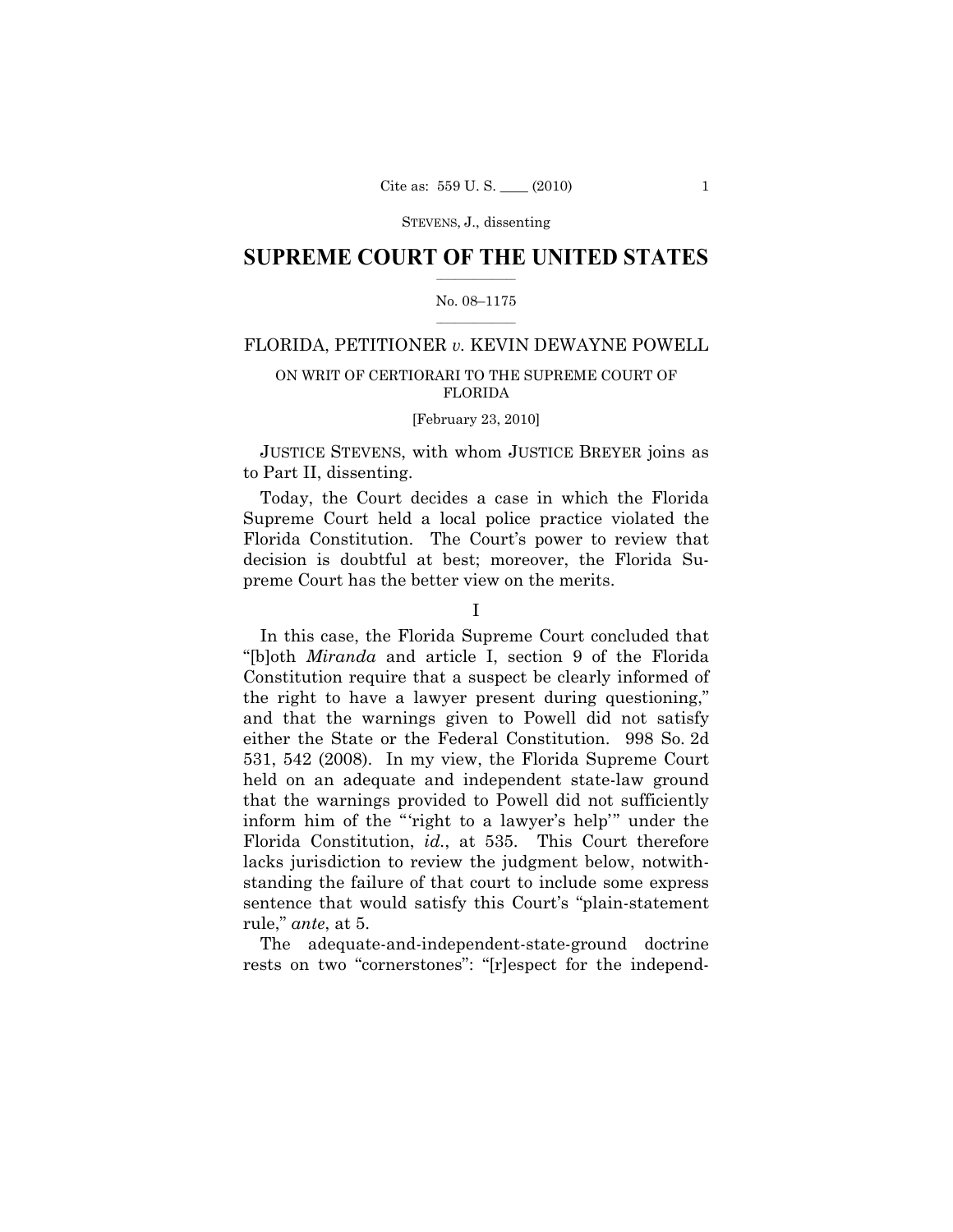STEVENS, J., dissenting

# SUPREME COURT OF THE UNITED STATES

No. 08–1175

FLORIDA, PETITIONER *v.* KEVIN DEWAYNE POWELL

ON WRIT OF CERTIORARI TO THE SUPREME COURT OF FLORIDA

[February 23, 2010]

JUSTICE STEVENS, with whom JUSTICE BREYER joins as to Part II, dissenting.

Today, the Court decides a case in which the Florida Supreme Court held a local police practice violated the Florida Constitution. The Court's power to review that decision is doubtful at best; moreover, the Florida Supreme Court has the better view on the merits.

## I

In this case, the Florida Supreme Court concluded that "[b]oth *Miranda* and article I, section 9 of the Florida Constitution require that a suspect be clearly informed of the right to have a lawyer present during questioning," and that the warnings given to Powell did not satisfy either the State or the Federal Constitution. 998 So. 2d 531, 542 (2008). In my view, the Florida Supreme Court held on an adequate and independent state-law ground that the warnings provided to Powell did not sufficiently inform him of the "'right to a lawyer's help'" under the Florida Constitution, *id.*, at 535. This Court therefore lacks jurisdiction to review the judgment below, notwithstanding the failure of that court to include some express sentence that would satisfy this Court's "plain-statement rule," *ante*, at 5.

The adequate-and-independent-state-ground doctrine rests on two "cornerstones": "[r]espect for the independ-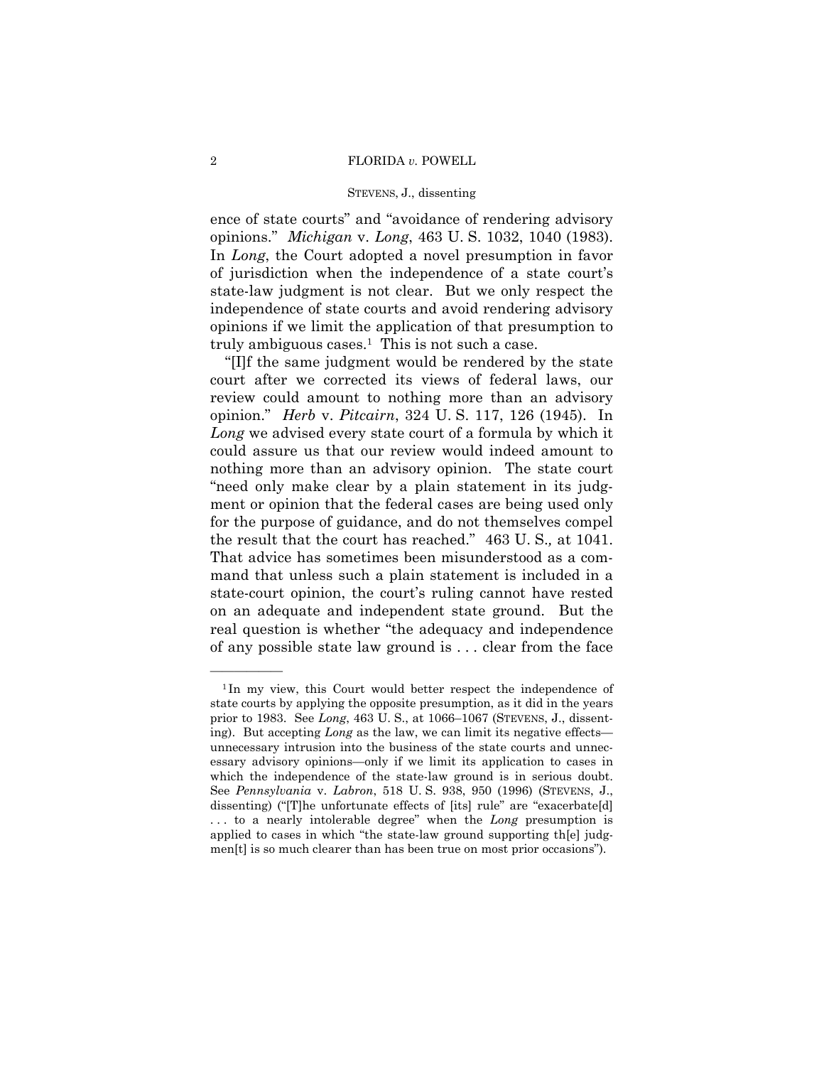ence of state courts" and "avoidance of rendering advisory opinions." *Michigan* v. *Long*, 463 U. S. 1032, 1040 (1983). In *Long*, the Court adopted a novel presumption in favor of jurisdiction when the independence of a state court's state-law judgment is not clear. But we only respect the independence of state courts and avoid rendering advisory opinions if we limit the application of that presumption to truly ambiguous cases.[1] This is not such a case.

"[I]f the same judgment would be rendered by the state court after we corrected its views of federal laws, our review could amount to nothing more than an advisory opinion." *Herb* v. *Pitcairn*, 324 U. S. 117, 126 (1945). In *Long* we advised every state court of a formula by which it could assure us that our review would indeed amount to nothing more than an advisory opinion. The state court "need only make clear by a plain statement in its judgment or opinion that the federal cases are being used only for the purpose of guidance, and do not themselves compel the result that the court has reached." 463 U. S., at 1041. That advice has sometimes been misunderstood as a command that unless such a plain statement is included in a state-court opinion, the court's ruling cannot have rested on an adequate and independent state ground. But the real question is whether "the adequacy and independence of any possible state law ground is . . . clear from the face

---

[1] In my view, this Court would better respect the independence of state courts by applying the opposite presumption, as it did in the years prior to 1983. See *Long*, 463 U. S., at 1066–1067 (STEVENS, J., dissenting). But accepting *Long* as the law, we can limit its negative effects—unnecessary intrusion into the business of the state courts and unnecessary advisory opinions—only if we limit its application to cases in which the independence of the state-law ground is in serious doubt. See *Pennsylvania* v. *Labron*, 518 U. S. 938, 950 (1996) (STEVENS, J., dissenting) ("[T]he unfortunate effects of [its] rule" are "exacerbate[d] . . . to a nearly intolerable degree" when the *Long* presumption is applied to cases in which "the state-law ground supporting th[e] judgmen[t] is so much clearer than has been true on most prior occasions").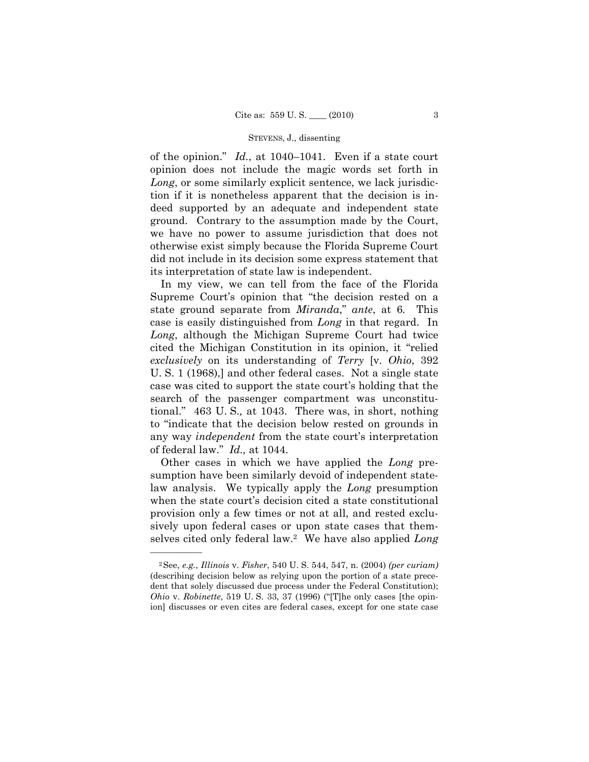of the opinion." *Id.*, at 1040–1041. Even if a state court opinion does not include the magic words set forth in *Long*, or some similarly explicit sentence, we lack jurisdiction if it is nonetheless apparent that the decision is indeed supported by an adequate and independent state ground. Contrary to the assumption made by the Court, we have no power to assume jurisdiction that does not otherwise exist simply because the Florida Supreme Court did not include in its decision some express statement that its interpretation of state law is independent.

In my view, we can tell from the face of the Florida Supreme Court's opinion that "the decision rested on a state ground separate from *Miranda*," *ante*, at 6. This case is easily distinguished from *Long* in that regard. In *Long*, although the Michigan Supreme Court had twice cited the Michigan Constitution in its opinion, it "relied *exclusively* on its understanding of *Terry* [v. *Ohio*, 392 U. S. 1 (1968),] and other federal cases. Not a single state case was cited to support the state court's holding that the search of the passenger compartment was unconstitutional." 463 U. S., at 1043. There was, in short, nothing to "indicate that the decision below rested on grounds in any way *independent* from the state court's interpretation of federal law." *Id.,* at 1044.

Other cases in which we have applied the *Long* presumption have been similarly devoid of independent state-law analysis. We typically apply the *Long* presumption when the state court's decision cited a state constitutional provision only a few times or not at all, and rested exclusively upon federal cases or upon state cases that themselves cited only federal law.[2] We have also applied *Long*

---

[2] See, *e.g.*, *Illinois* v. *Fisher*, 540 U. S. 544, 547, n. (2004) *(per curiam)* (describing decision below as relying upon the portion of a state precedent that solely discussed due process under the Federal Constitution); *Ohio* v. *Robinette*, 519 U. S. 33, 37 (1996) ("[T]he only cases [the opinion] discusses or even cites are federal cases, except for one state case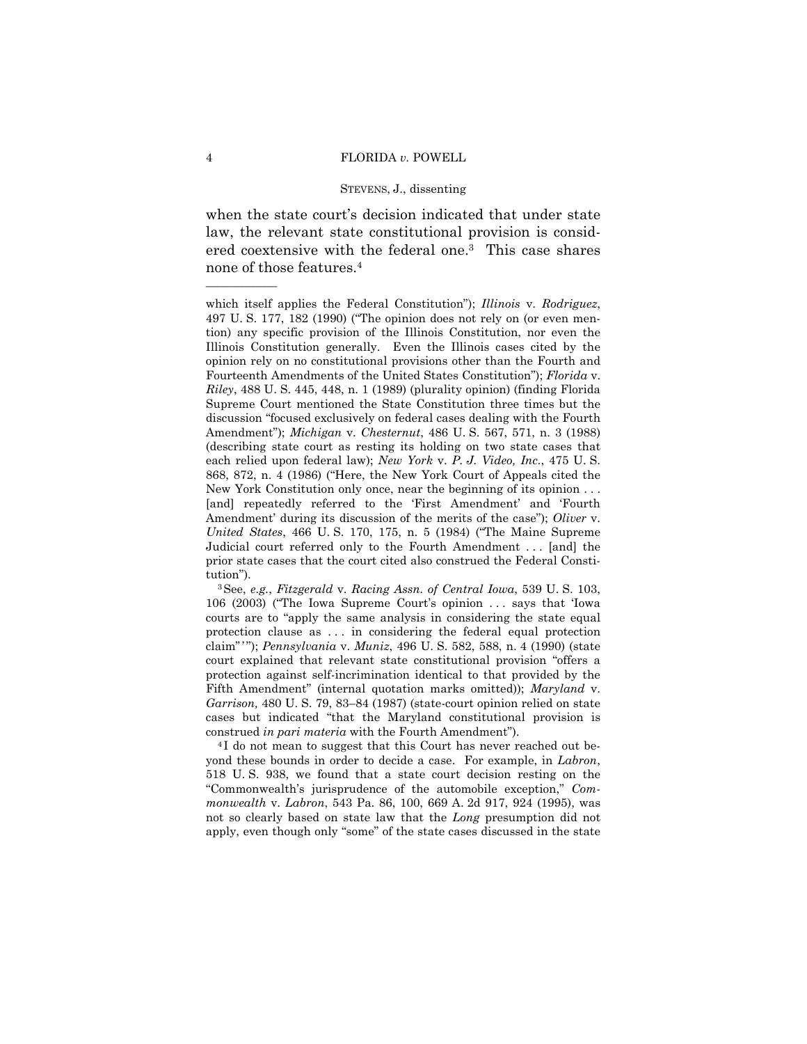when the state court's decision indicated that under state law, the relevant state constitutional provision is considered coextensive with the federal one.[3] This case shares none of those features.[4]

---

which itself applies the Federal Constitution"); *Illinois* v. *Rodriguez*, 497 U. S. 177, 182 (1990) ("The opinion does not rely on (or even mention) any specific provision of the Illinois Constitution, nor even the Illinois Constitution generally. Even the Illinois cases cited by the opinion rely on no constitutional provisions other than the Fourth and Fourteenth Amendments of the United States Constitution"); *Florida* v. *Riley*, 488 U. S. 445, 448, n. 1 (1989) (plurality opinion) (finding Florida Supreme Court mentioned the State Constitution three times but the discussion "focused exclusively on federal cases dealing with the Fourth Amendment"); *Michigan* v. *Chesternut*, 486 U. S. 567, 571, n. 3 (1988) (describing state court as resting its holding on two state cases that each relied upon federal law); *New York* v. *P. J. Video, Inc.*, 475 U. S. 868, 872, n. 4 (1986) ("Here, the New York Court of Appeals cited the New York Constitution only once, near the beginning of its opinion . . . [and] repeatedly referred to the 'First Amendment' and 'Fourth Amendment' during its discussion of the merits of the case"); *Oliver* v. *United States*, 466 U. S. 170, 175, n. 5 (1984) ("The Maine Supreme Judicial court referred only to the Fourth Amendment . . . [and] the prior state cases that the court cited also construed the Federal Constitution").

[3] See, *e.g.*, *Fitzgerald* v. *Racing Assn. of Central Iowa*, 539 U. S. 103, 106 (2003) ("The Iowa Supreme Court's opinion . . . says that 'Iowa courts are to "apply the same analysis in considering the state equal protection clause as . . . in considering the federal equal protection claim"'"); *Pennsylvania* v. *Muniz*, 496 U. S. 582, 588, n. 4 (1990) (state court explained that relevant state constitutional provision "offers a protection against self-incrimination identical to that provided by the Fifth Amendment" (internal quotation marks omitted)); *Maryland* v. *Garrison,* 480 U. S. 79, 83–84 (1987) (state-court opinion relied on state cases but indicated "that the Maryland constitutional provision is construed *in pari materia* with the Fourth Amendment").

[4] I do not mean to suggest that this Court has never reached out beyond these bounds in order to decide a case. For example, in *Labron*, 518 U. S. 938, we found that a state court decision resting on the "Commonwealth's jurisprudence of the automobile exception," *Commonwealth* v. *Labron*, 543 Pa. 86, 100, 669 A. 2d 917, 924 (1995), was not so clearly based on state law that the *Long* presumption did not apply, even though only "some" of the state cases discussed in the state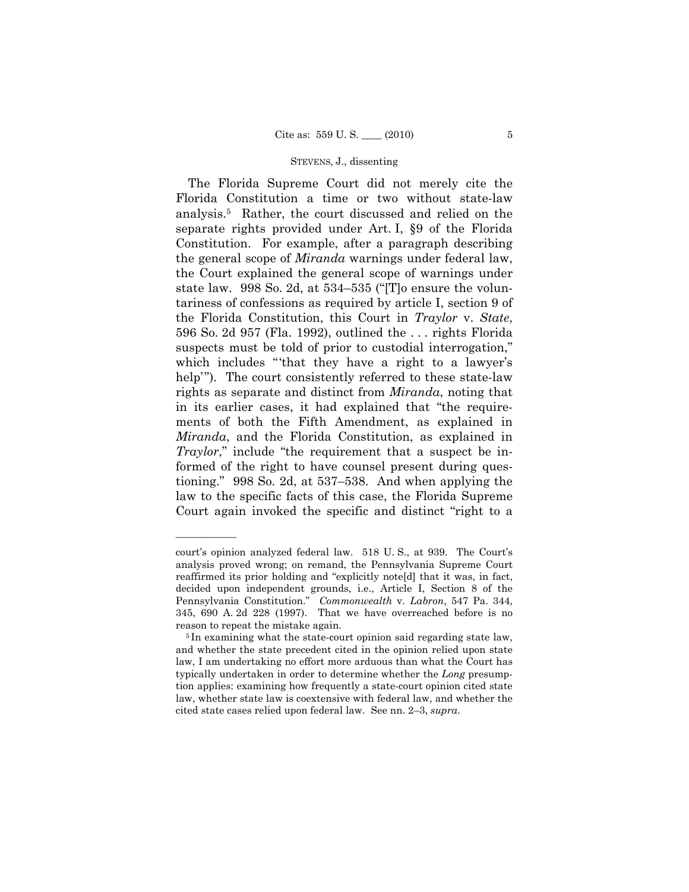The Florida Supreme Court did not merely cite the Florida Constitution a time or two without state-law analysis.[5] Rather, the court discussed and relied on the separate rights provided under Art. I, §9 of the Florida Constitution. For example, after a paragraph describing the general scope of *Miranda* warnings under federal law, the Court explained the general scope of warnings under state law. 998 So. 2d, at 534–535 ("[T]o ensure the voluntariness of confessions as required by article I, section 9 of the Florida Constitution, this Court in *Traylor* v. *State*, 596 So. 2d 957 (Fla. 1992), outlined the . . . rights Florida suspects must be told of prior to custodial interrogation," which includes "'that they have a right to a lawyer's help'"). The court consistently referred to these state-law rights as separate and distinct from *Miranda*, noting that in its earlier cases, it had explained that "the requirements of both the Fifth Amendment, as explained in *Miranda*, and the Florida Constitution, as explained in *Traylor*," include "the requirement that a suspect be informed of the right to have counsel present during questioning." 998 So. 2d, at 537–538. And when applying the law to the specific facts of this case, the Florida Supreme Court again invoked the specific and distinct "right to a

---

court's opinion analyzed federal law. 518 U. S., at 939. The Court's analysis proved wrong; on remand, the Pennsylvania Supreme Court reaffirmed its prior holding and "explicitly note[d] that it was, in fact, decided upon independent grounds, i.e., Article I, Section 8 of the Pennsylvania Constitution." *Commonwealth* v. *Labron*, 547 Pa. 344, 345, 690 A. 2d 228 (1997). That we have overreached before is no reason to repeat the mistake again.

[5] In examining what the state-court opinion said regarding state law, and whether the state precedent cited in the opinion relied upon state law, I am undertaking no effort more arduous than what the Court has typically undertaken in order to determine whether the *Long* presumption applies: examining how frequently a state-court opinion cited state law, whether state law is coextensive with federal law, and whether the cited state cases relied upon federal law. See nn. 2–3, *supra*.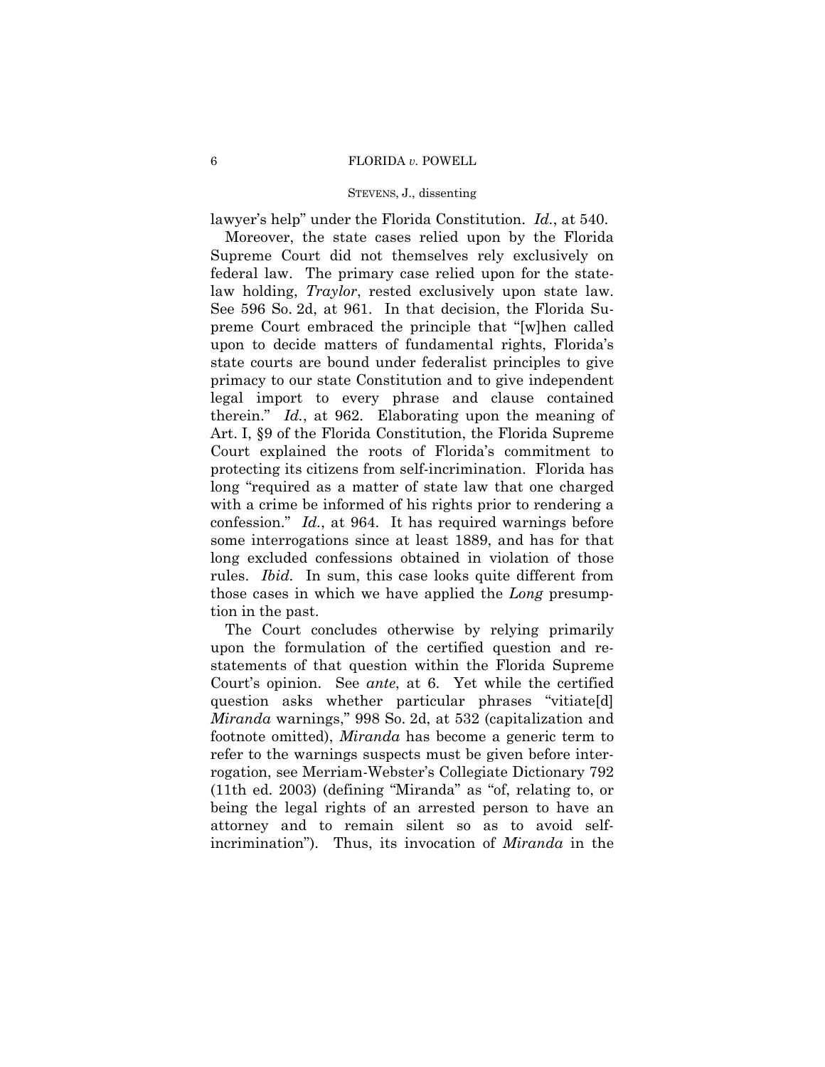lawyer's help" under the Florida Constitution. *Id.*, at 540.

Moreover, the state cases relied upon by the Florida Supreme Court did not themselves rely exclusively on federal law. The primary case relied upon for the state-law holding, *Traylor*, rested exclusively upon state law. See 596 So. 2d, at 961. In that decision, the Florida Supreme Court embraced the principle that "[w]hen called upon to decide matters of fundamental rights, Florida's state courts are bound under federalist principles to give primacy to our state Constitution and to give independent legal import to every phrase and clause contained therein." *Id.*, at 962. Elaborating upon the meaning of Art. I, §9 of the Florida Constitution, the Florida Supreme Court explained the roots of Florida's commitment to protecting its citizens from self-incrimination. Florida has long "required as a matter of state law that one charged with a crime be informed of his rights prior to rendering a confession." *Id.*, at 964. It has required warnings before some interrogations since at least 1889, and has for that long excluded confessions obtained in violation of those rules. *Ibid.* In sum, this case looks quite different from those cases in which we have applied the *Long* presumption in the past.

The Court concludes otherwise by relying primarily upon the formulation of the certified question and restatements of that question within the Florida Supreme Court's opinion. See *ante*, at 6. Yet while the certified question asks whether particular phrases "vitiate[d] *Miranda* warnings," 998 So. 2d, at 532 (capitalization and footnote omitted), *Miranda* has become a generic term to refer to the warnings suspects must be given before interrogation, see Merriam-Webster's Collegiate Dictionary 792 (11th ed. 2003) (defining "Miranda" as "of, relating to, or being the legal rights of an arrested person to have an attorney and to remain silent so as to avoid self-incrimination"). Thus, its invocation of *Miranda* in the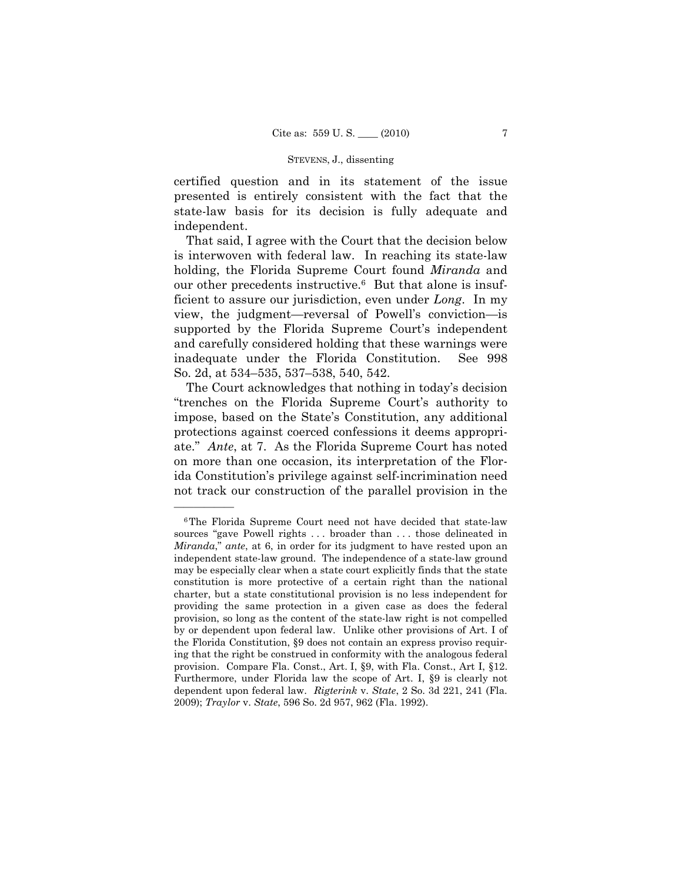certified question and in its statement of the issue presented is entirely consistent with the fact that the state-law basis for its decision is fully adequate and independent.

That said, I agree with the Court that the decision below is interwoven with federal law. In reaching its state-law holding, the Florida Supreme Court found *Miranda* and our other precedents instructive.[6] But that alone is insufficient to assure our jurisdiction, even under *Long*. In my view, the judgment—reversal of Powell's conviction—is supported by the Florida Supreme Court's independent and carefully considered holding that these warnings were inadequate under the Florida Constitution. See 998 So. 2d, at 534–535, 537–538, 540, 542.

The Court acknowledges that nothing in today's decision "trenches on the Florida Supreme Court's authority to impose, based on the State's Constitution, any additional protections against coerced confessions it deems appropriate." *Ante*, at 7. As the Florida Supreme Court has noted on more than one occasion, its interpretation of the Florida Constitution's privilege against self-incrimination need not track our construction of the parallel provision in the

---

[6] The Florida Supreme Court need not have decided that state-law sources "gave Powell rights . . . broader than . . . those delineated in *Miranda*," *ante*, at 6, in order for its judgment to have rested upon an independent state-law ground. The independence of a state-law ground may be especially clear when a state court explicitly finds that the state constitution is more protective of a certain right than the national charter, but a state constitutional provision is no less independent for providing the same protection in a given case as does the federal provision, so long as the content of the state-law right is not compelled by or dependent upon federal law. Unlike other provisions of Art. I of the Florida Constitution, §9 does not contain an express proviso requiring that the right be construed in conformity with the analogous federal provision. Compare Fla. Const., Art. I, §9, with Fla. Const., Art I, §12. Furthermore, under Florida law the scope of Art. I, §9 is clearly not dependent upon federal law. *Rigterink* v. *State*, 2 So. 3d 221, 241 (Fla. 2009); *Traylor* v. *State*, 596 So. 2d 957, 962 (Fla. 1992).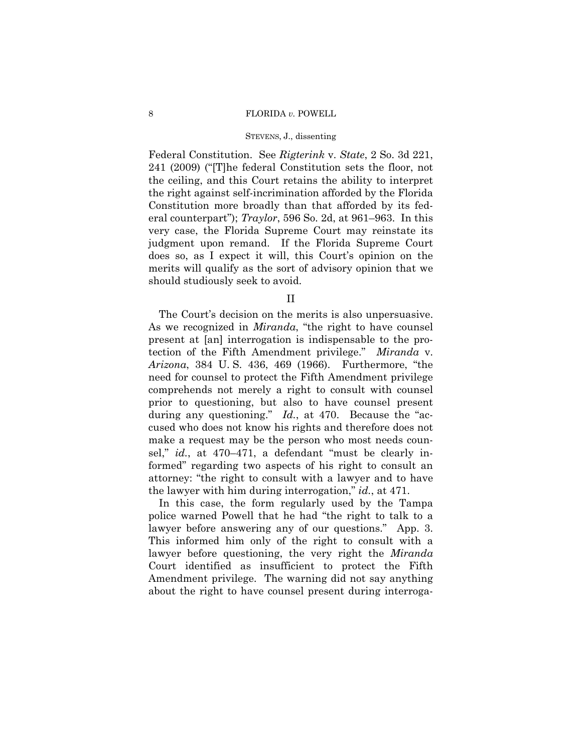Federal Constitution. See *Rigterink* v. *State*, 2 So. 3d 221, 241 (2009) ("[T]he federal Constitution sets the floor, not the ceiling, and this Court retains the ability to interpret the right against self-incrimination afforded by the Florida Constitution more broadly than that afforded by its federal counterpart"); *Traylor*, 596 So. 2d, at 961–963. In this very case, the Florida Supreme Court may reinstate its judgment upon remand. If the Florida Supreme Court does so, as I expect it will, this Court's opinion on the merits will qualify as the sort of advisory opinion that we should studiously seek to avoid.

## II

The Court's decision on the merits is also unpersuasive. As we recognized in *Miranda*, "the right to have counsel present at [an] interrogation is indispensable to the protection of the Fifth Amendment privilege." *Miranda* v. *Arizona*, 384 U. S. 436, 469 (1966). Furthermore, "the need for counsel to protect the Fifth Amendment privilege comprehends not merely a right to consult with counsel prior to questioning, but also to have counsel present during any questioning." *Id.*, at 470. Because the "accused who does not know his rights and therefore does not make a request may be the person who most needs counsel," *id.*, at 470–471, a defendant "must be clearly informed" regarding two aspects of his right to consult an attorney: "the right to consult with a lawyer and to have the lawyer with him during interrogation," *id.*, at 471.

In this case, the form regularly used by the Tampa police warned Powell that he had "the right to talk to a lawyer before answering any of our questions." App. 3. This informed him only of the right to consult with a lawyer before questioning, the very right the *Miranda* Court identified as insufficient to protect the Fifth Amendment privilege. The warning did not say anything about the right to have counsel present during interroga-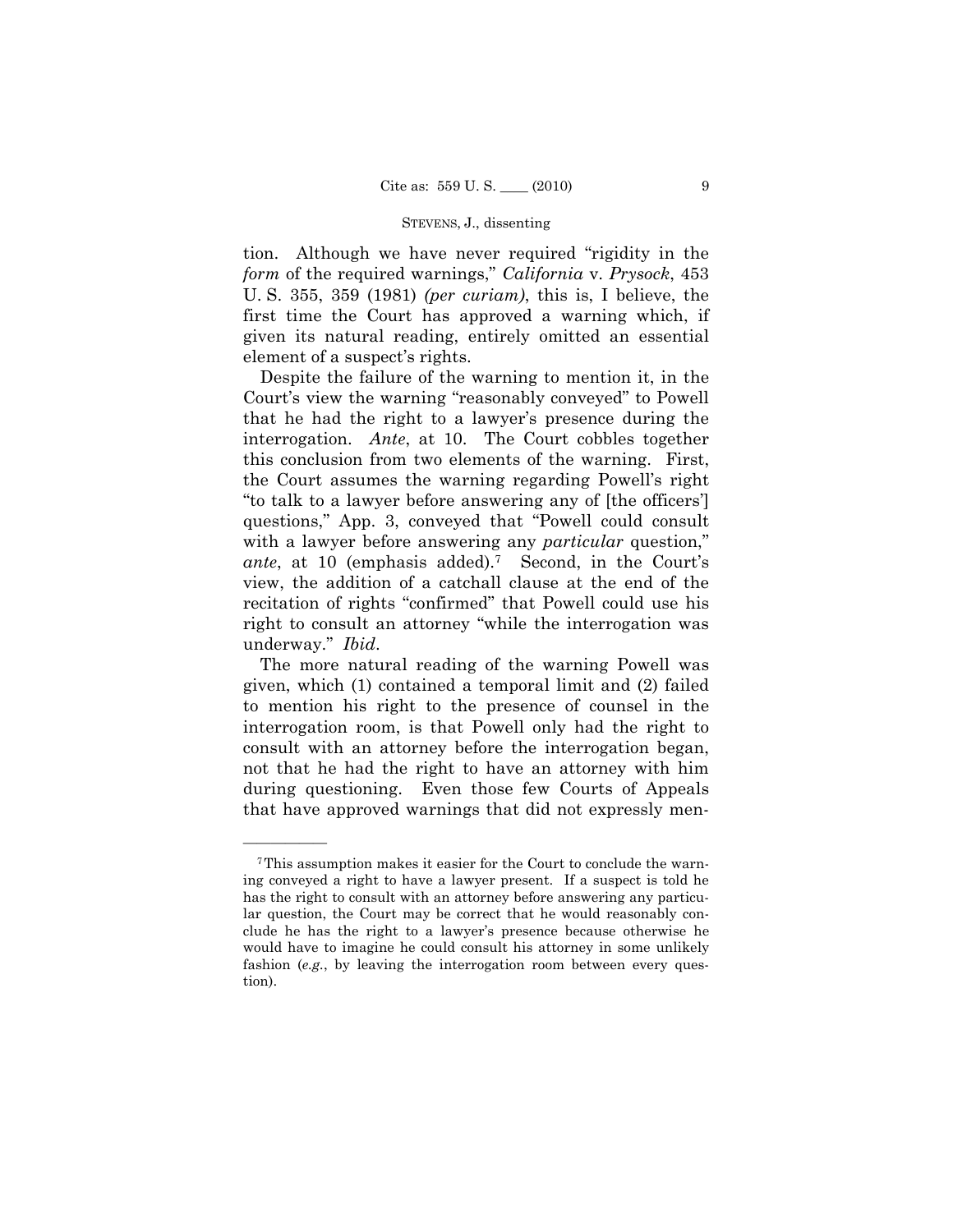tion. Although we have never required "rigidity in the *form* of the required warnings," *California* v. *Prysock*, 453 U. S. 355, 359 (1981) *(per curiam)*, this is, I believe, the first time the Court has approved a warning which, if given its natural reading, entirely omitted an essential element of a suspect's rights.

Despite the failure of the warning to mention it, in the Court's view the warning "reasonably conveyed" to Powell that he had the right to a lawyer's presence during the interrogation. *Ante*, at 10. The Court cobbles together this conclusion from two elements of the warning. First, the Court assumes the warning regarding Powell's right "to talk to a lawyer before answering any of [the officers'] questions," App. 3, conveyed that "Powell could consult with a lawyer before answering any *particular* question," *ante*, at 10 (emphasis added).[7] Second, in the Court's view, the addition of a catchall clause at the end of the recitation of rights "confirmed" that Powell could use his right to consult an attorney "while the interrogation was underway." *Ibid*.

The more natural reading of the warning Powell was given, which (1) contained a temporal limit and (2) failed to mention his right to the presence of counsel in the interrogation room, is that Powell only had the right to consult with an attorney before the interrogation began, not that he had the right to have an attorney with him during questioning. Even those few Courts of Appeals that have approved warnings that did not expressly men-

---

[7] This assumption makes it easier for the Court to conclude the warning conveyed a right to have a lawyer present. If a suspect is told he has the right to consult with an attorney before answering any particular question, the Court may be correct that he would reasonably conclude he has the right to a lawyer's presence because otherwise he would have to imagine he could consult his attorney in some unlikely fashion (*e.g.*, by leaving the interrogation room between every question).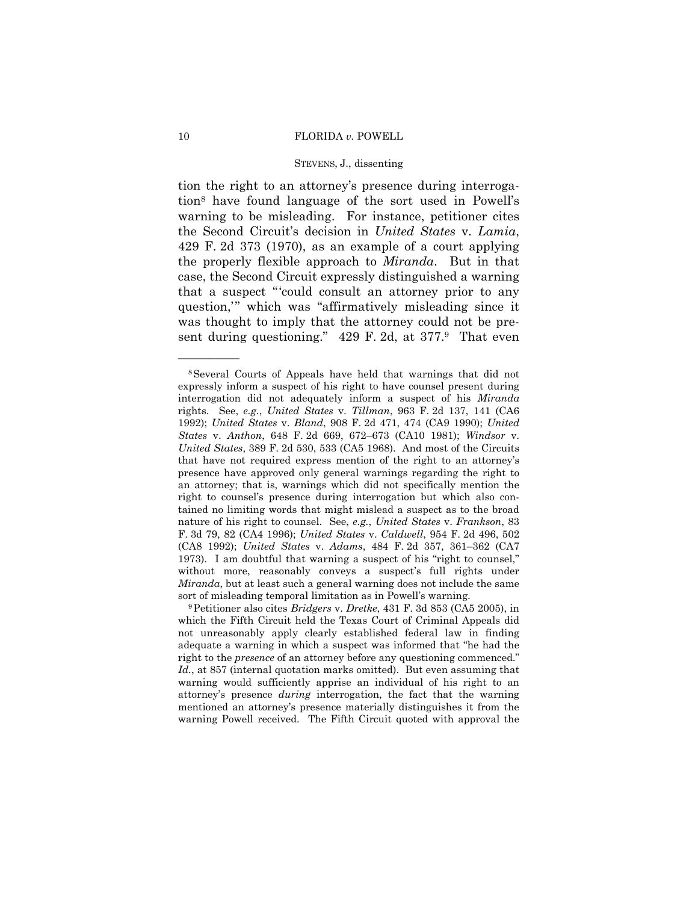tion the right to an attorney's presence during interrogation[8] have found language of the sort used in Powell's warning to be misleading. For instance, petitioner cites the Second Circuit's decision in *United States* v. *Lamia*, 429 F. 2d 373 (1970), as an example of a court applying the properly flexible approach to *Miranda*. But in that case, the Second Circuit expressly distinguished a warning that a suspect "'could consult an attorney prior to any question,'" which was "affirmatively misleading since it was thought to imply that the attorney could not be present during questioning." 429 F. 2d, at 377.[9] That even

---

[8] Several Courts of Appeals have held that warnings that did not expressly inform a suspect of his right to have counsel present during interrogation did not adequately inform a suspect of his *Miranda* rights. See, *e.g.*, *United States* v. *Tillman*, 963 F. 2d 137, 141 (CA6 1992); *United States* v. *Bland*, 908 F. 2d 471, 474 (CA9 1990); *United States* v. *Anthon*, 648 F. 2d 669, 672–673 (CA10 1981); *Windsor* v. *United States*, 389 F. 2d 530, 533 (CA5 1968). And most of the Circuits that have not required express mention of the right to an attorney's presence have approved only general warnings regarding the right to an attorney; that is, warnings which did not specifically mention the right to counsel's presence during interrogation but which also contained no limiting words that might mislead a suspect as to the broad nature of his right to counsel. See, *e.g.*, *United States* v. *Frankson*, 83 F. 3d 79, 82 (CA4 1996); *United States* v. *Caldwell*, 954 F. 2d 496, 502 (CA8 1992); *United States* v. *Adams*, 484 F. 2d 357, 361–362 (CA7 1973). I am doubtful that warning a suspect of his "right to counsel," without more, reasonably conveys a suspect's full rights under *Miranda*, but at least such a general warning does not include the same sort of misleading temporal limitation as in Powell's warning.

[9] Petitioner also cites *Bridgers* v. *Dretke*, 431 F. 3d 853 (CA5 2005), in which the Fifth Circuit held the Texas Court of Criminal Appeals did not unreasonably apply clearly established federal law in finding adequate a warning in which a suspect was informed that "he had the right to the *presence* of an attorney before any questioning commenced." *Id.*, at 857 (internal quotation marks omitted). But even assuming that warning would sufficiently apprise an individual of his right to an attorney's presence *during* interrogation, the fact that the warning mentioned an attorney's presence materially distinguishes it from the warning Powell received. The Fifth Circuit quoted with approval the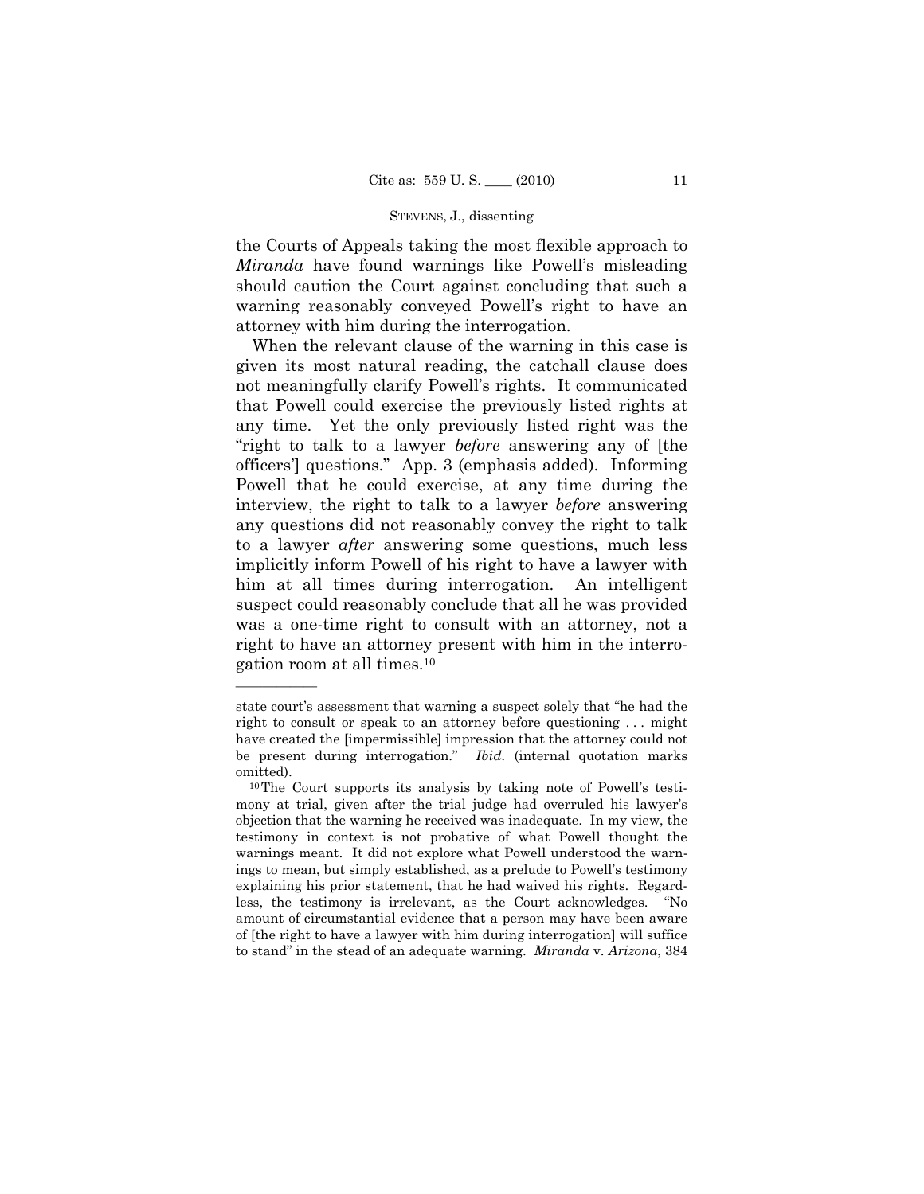the Courts of Appeals taking the most flexible approach to *Miranda* have found warnings like Powell's misleading should caution the Court against concluding that such a warning reasonably conveyed Powell's right to have an attorney with him during the interrogation.

When the relevant clause of the warning in this case is given its most natural reading, the catchall clause does not meaningfully clarify Powell's rights. It communicated that Powell could exercise the previously listed rights at any time. Yet the only previously listed right was the "right to talk to a lawyer *before* answering any of [the officers'] questions." App. 3 (emphasis added). Informing Powell that he could exercise, at any time during the interview, the right to talk to a lawyer *before* answering any questions did not reasonably convey the right to talk to a lawyer *after* answering some questions, much less implicitly inform Powell of his right to have a lawyer with him at all times during interrogation. An intelligent suspect could reasonably conclude that all he was provided was a one-time right to consult with an attorney, not a right to have an attorney present with him in the interrogation room at all times.[10]

---

state court's assessment that warning a suspect solely that "he had the right to consult or speak to an attorney before questioning . . . might have created the [impermissible] impression that the attorney could not be present during interrogation." *Ibid.* (internal quotation marks omitted).

[10] The Court supports its analysis by taking note of Powell's testimony at trial, given after the trial judge had overruled his lawyer's objection that the warning he received was inadequate. In my view, the testimony in context is not probative of what Powell thought the warnings meant. It did not explore what Powell understood the warnings to mean, but simply established, as a prelude to Powell's testimony explaining his prior statement, that he had waived his rights. Regardless, the testimony is irrelevant, as the Court acknowledges. "No amount of circumstantial evidence that a person may have been aware of [the right to have a lawyer with him during interrogation] will suffice to stand" in the stead of an adequate warning. *Miranda* v. *Arizona*, 384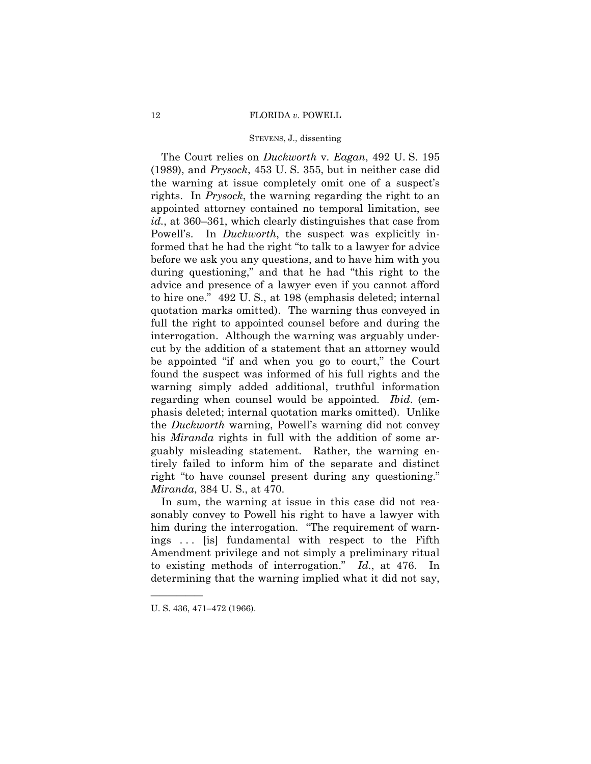The Court relies on *Duckworth* v. *Eagan*, 492 U. S. 195 (1989), and *Prysock*, 453 U. S. 355, but in neither case did the warning at issue completely omit one of a suspect's rights. In *Prysock*, the warning regarding the right to an appointed attorney contained no temporal limitation, see *id.*, at 360–361, which clearly distinguishes that case from Powell's. In *Duckworth*, the suspect was explicitly informed that he had the right "to talk to a lawyer for advice before we ask you any questions, and to have him with you during questioning," and that he had "this right to the advice and presence of a lawyer even if you cannot afford to hire one." 492 U. S., at 198 (emphasis deleted; internal quotation marks omitted). The warning thus conveyed in full the right to appointed counsel before and during the interrogation. Although the warning was arguably undercut by the addition of a statement that an attorney would be appointed "if and when you go to court," the Court found the suspect was informed of his full rights and the warning simply added additional, truthful information regarding when counsel would be appointed. *Ibid*. (emphasis deleted; internal quotation marks omitted). Unlike the *Duckworth* warning, Powell's warning did not convey his *Miranda* rights in full with the addition of some arguably misleading statement. Rather, the warning entirely failed to inform him of the separate and distinct right "to have counsel present during any questioning." *Miranda*, 384 U. S., at 470.

In sum, the warning at issue in this case did not reasonably convey to Powell his right to have a lawyer with him during the interrogation. "The requirement of warnings . . . [is] fundamental with respect to the Fifth Amendment privilege and not simply a preliminary ritual to existing methods of interrogation." *Id.*, at 476. In determining that the warning implied what it did not say,

---

U. S. 436, 471–472 (1966).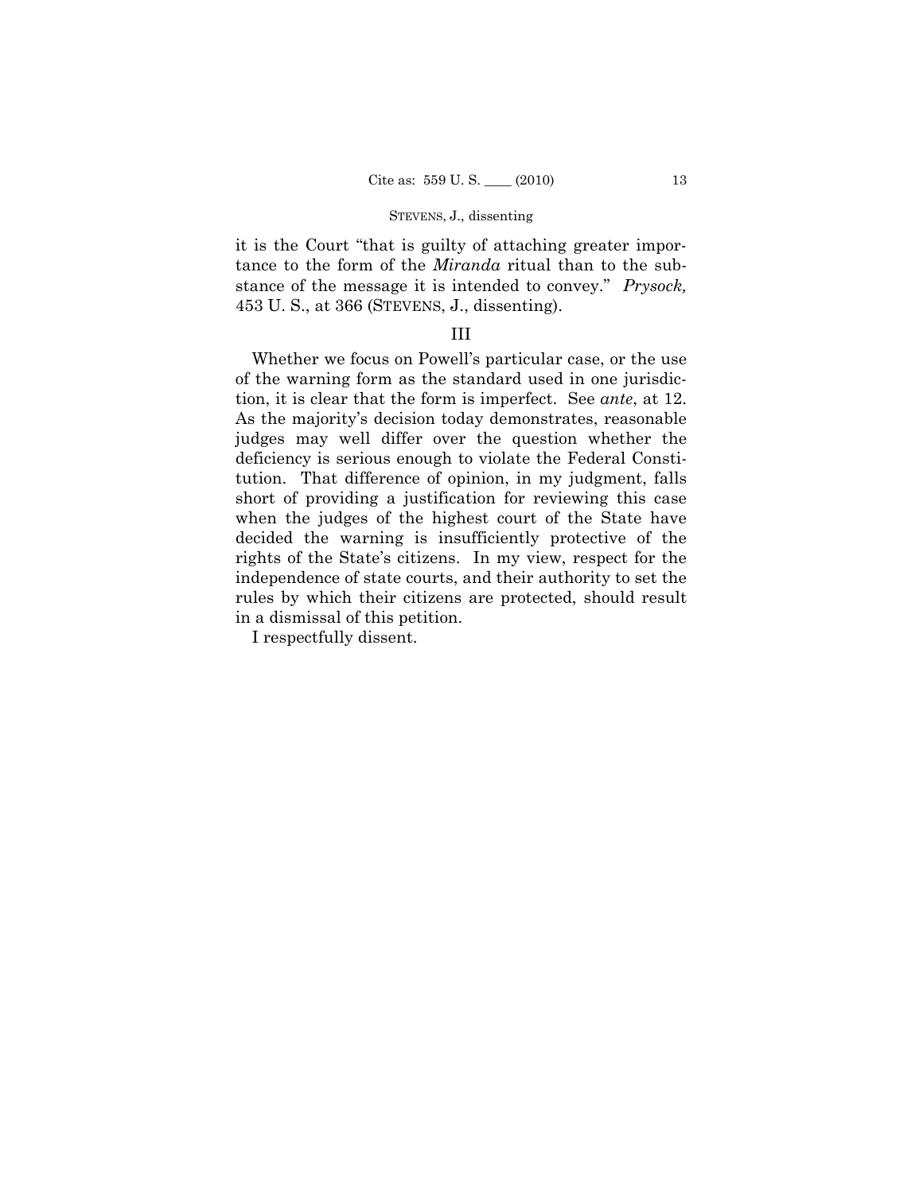it is the Court "that is guilty of attaching greater importance to the form of the *Miranda* ritual than to the substance of the message it is intended to convey." *Prysock,* 453 U. S., at 366 (STEVENS, J., dissenting).

## III

Whether we focus on Powell's particular case, or the use of the warning form as the standard used in one jurisdiction, it is clear that the form is imperfect. See *ante*, at 12. As the majority's decision today demonstrates, reasonable judges may well differ over the question whether the deficiency is serious enough to violate the Federal Constitution. That difference of opinion, in my judgment, falls short of providing a justification for reviewing this case when the judges of the highest court of the State have decided the warning is insufficiently protective of the rights of the State's citizens. In my view, respect for the independence of state courts, and their authority to set the rules by which their citizens are protected, should result in a dismissal of this petition.

I respectfully dissent.